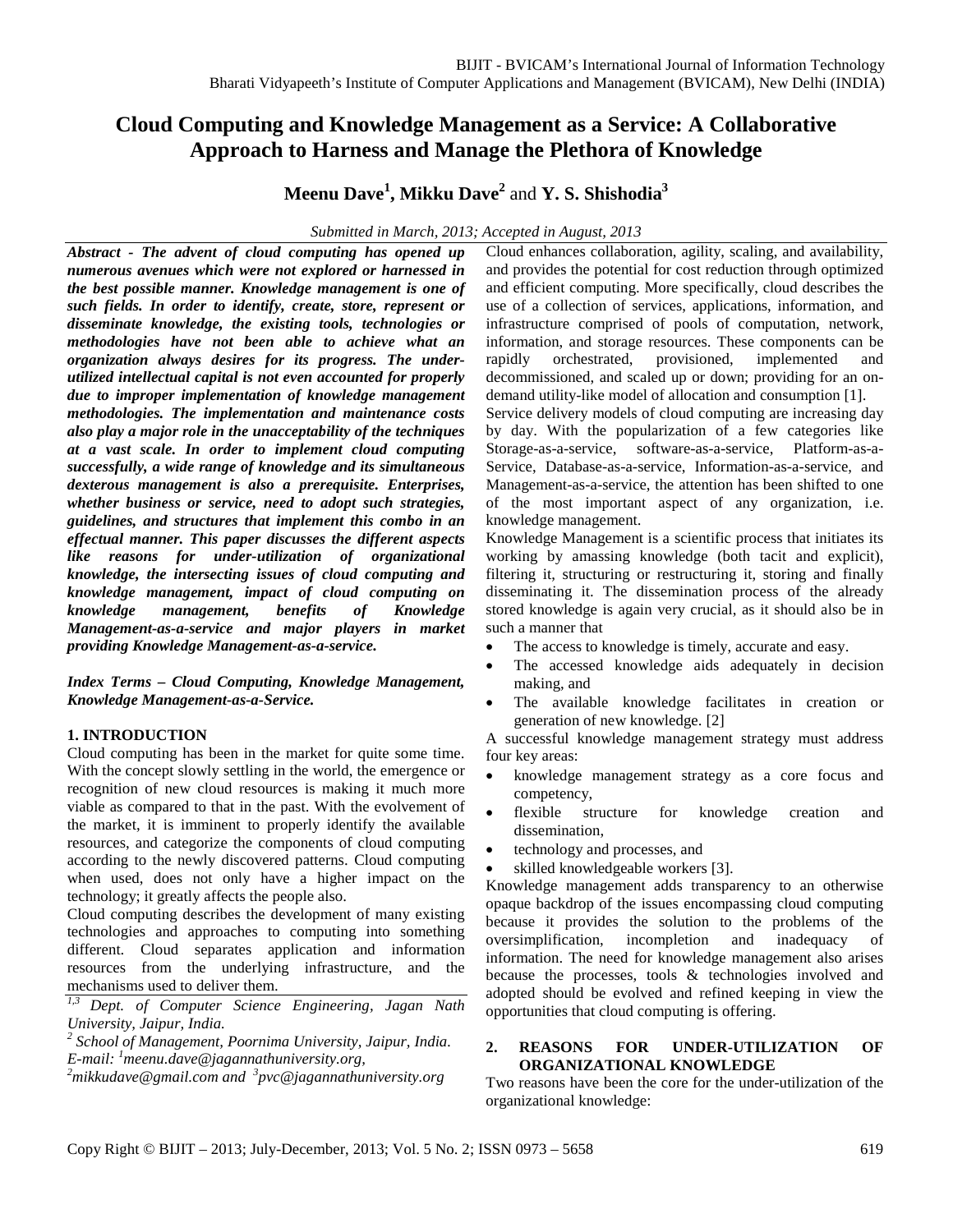# Cloud Computing and Knowledge Management as a Service: A Collaborative Approach to Harness and Manage the Plethora of Knowledge

**Meenu Dave[1], Mikku Dave[2] and Y. S. Shishodia[3]**

*Submitted in March, 2013; Accepted in August, 2013*

***Abstract - The advent of cloud computing has opened up numerous avenues which were not explored or harnessed in the best possible manner. Knowledge management is one of such fields. In order to identify, create, store, represent or disseminate knowledge, the existing tools, technologies or methodologies have not been able to achieve what an organization always desires for its progress. The under-utilized intellectual capital is not even accounted for properly due to improper implementation of knowledge management methodologies. The implementation and maintenance costs also play a major role in the unacceptability of the techniques at a vast scale. In order to implement cloud computing successfully, a wide range of knowledge and its simultaneous dexterous management is also a prerequisite. Enterprises, whether business or service, need to adopt such strategies, guidelines, and structures that implement this combo in an effectual manner. This paper discusses the different aspects like reasons for under-utilization of organizational knowledge, the intersecting issues of cloud computing and knowledge management, impact of cloud computing on knowledge management, benefits of Knowledge Management-as-a-service and major players in market providing Knowledge Management-as-a-service.***

***Index Terms – Cloud Computing, Knowledge Management, Knowledge Management-as-a-Service.***

## 1. INTRODUCTION

Cloud computing has been in the market for quite some time. With the concept slowly settling in the world, the emergence or recognition of new cloud resources is making it much more viable as compared to that in the past. With the evolvement of the market, it is imminent to properly identify the available resources, and categorize the components of cloud computing according to the newly discovered patterns. Cloud computing when used, does not only have a higher impact on the technology; it greatly affects the people also.

Cloud computing describes the development of many existing technologies and approaches to computing into something different. Cloud separates application and information resources from the underlying infrastructure, and the mechanisms used to deliver them.

*[1,3] Dept. of Computer Science Engineering, Jagan Nath University, Jaipur, India.*
*[2] School of Management, Poornima University, Jaipur, India.*
*E-mail: [1]meenu.dave@jagannathuniversity.org,*
*[2]mikkudave@gmail.com and [3]pvc@jagannathuniversity.org*

Cloud enhances collaboration, agility, scaling, and availability, and provides the potential for cost reduction through optimized and efficient computing. More specifically, cloud describes the use of a collection of services, applications, information, and infrastructure comprised of pools of computation, network, information, and storage resources. These components can be rapidly orchestrated, provisioned, implemented and decommissioned, and scaled up or down; providing for an on-demand utility-like model of allocation and consumption [1].

Service delivery models of cloud computing are increasing day by day. With the popularization of a few categories like Storage-as-a-service, software-as-a-service, Platform-as-a-Service, Database-as-a-service, Information-as-a-service, and Management-as-a-service, the attention has been shifted to one of the most important aspect of any organization, i.e. knowledge management.

Knowledge Management is a scientific process that initiates its working by amassing knowledge (both tacit and explicit), filtering it, structuring or restructuring it, storing and finally disseminating it. The dissemination process of the already stored knowledge is again very crucial, as it should also be in such a manner that

- The access to knowledge is timely, accurate and easy.
- The accessed knowledge aids adequately in decision making, and
- The available knowledge facilitates in creation or generation of new knowledge. [2]

A successful knowledge management strategy must address four key areas:

- knowledge management strategy as a core focus and competency,
- flexible structure for knowledge creation and dissemination,
- technology and processes, and
- skilled knowledgeable workers [3].

Knowledge management adds transparency to an otherwise opaque backdrop of the issues encompassing cloud computing because it provides the solution to the problems of the oversimplification, incompletion and inadequacy of information. The need for knowledge management also arises because the processes, tools & technologies involved and adopted should be evolved and refined keeping in view the opportunities that cloud computing is offering.

## 2. REASONS FOR UNDER-UTILIZATION OF ORGANIZATIONAL KNOWLEDGE

Two reasons have been the core for the under-utilization of the organizational knowledge: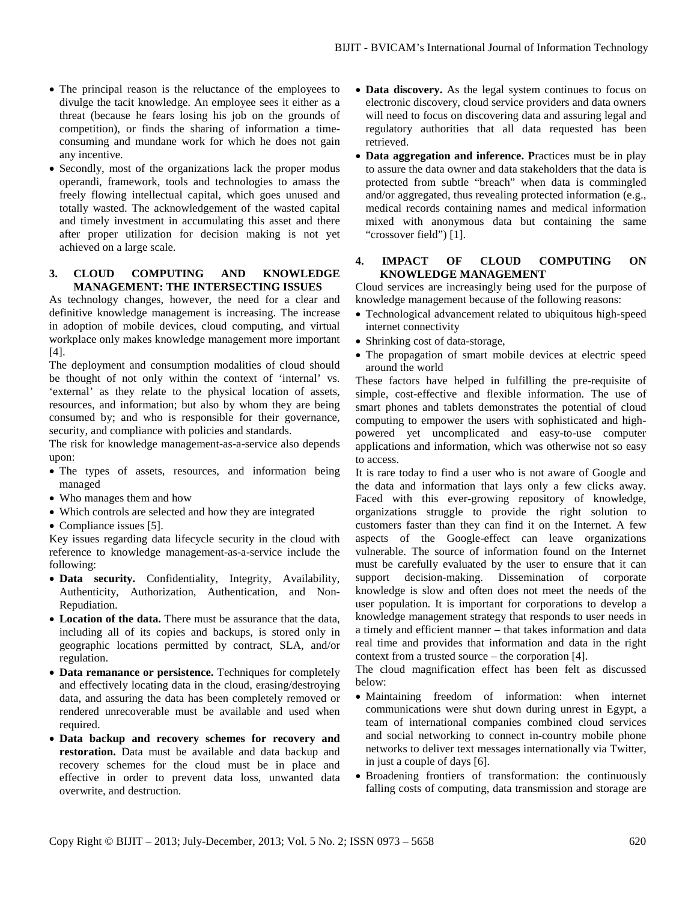- The principal reason is the reluctance of the employees to divulge the tacit knowledge. An employee sees it either as a threat (because he fears losing his job on the grounds of competition), or finds the sharing of information a time-consuming and mundane work for which he does not gain any incentive.
- Secondly, most of the organizations lack the proper modus operandi, framework, tools and technologies to amass the freely flowing intellectual capital, which goes unused and totally wasted. The acknowledgement of the wasted capital and timely investment in accumulating this asset and there after proper utilization for decision making is not yet achieved on a large scale.

## 3. CLOUD COMPUTING AND KNOWLEDGE MANAGEMENT: THE INTERSECTING ISSUES

As technology changes, however, the need for a clear and definitive knowledge management is increasing. The increase in adoption of mobile devices, cloud computing, and virtual workplace only makes knowledge management more important [4].

The deployment and consumption modalities of cloud should be thought of not only within the context of 'internal' vs. 'external' as they relate to the physical location of assets, resources, and information; but also by whom they are being consumed by; and who is responsible for their governance, security, and compliance with policies and standards.

The risk for knowledge management-as-a-service also depends upon:

- The types of assets, resources, and information being managed
- Who manages them and how
- Which controls are selected and how they are integrated
- Compliance issues [5].

Key issues regarding data lifecycle security in the cloud with reference to knowledge management-as-a-service include the following:

- **Data security.** Confidentiality, Integrity, Availability, Authenticity, Authorization, Authentication, and Non-Repudiation.
- **Location of the data.** There must be assurance that the data, including all of its copies and backups, is stored only in geographic locations permitted by contract, SLA, and/or regulation.
- **Data remanance or persistence.** Techniques for completely and effectively locating data in the cloud, erasing/destroying data, and assuring the data has been completely removed or rendered unrecoverable must be available and used when required.
- **Data backup and recovery schemes for recovery and restoration.** Data must be available and data backup and recovery schemes for the cloud must be in place and effective in order to prevent data loss, unwanted data overwrite, and destruction.
- **Data discovery.** As the legal system continues to focus on electronic discovery, cloud service providers and data owners will need to focus on discovering data and assuring legal and regulatory authorities that all data requested has been retrieved.
- **Data aggregation and inference. P**ractices must be in play to assure the data owner and data stakeholders that the data is protected from subtle "breach" when data is commingled and/or aggregated, thus revealing protected information (e.g., medical records containing names and medical information mixed with anonymous data but containing the same "crossover field") [1].

## 4. IMPACT OF CLOUD COMPUTING ON KNOWLEDGE MANAGEMENT

Cloud services are increasingly being used for the purpose of knowledge management because of the following reasons:

- Technological advancement related to ubiquitous high-speed internet connectivity
- Shrinking cost of data-storage,
- The propagation of smart mobile devices at electric speed around the world

These factors have helped in fulfilling the pre-requisite of simple, cost-effective and flexible information. The use of smart phones and tablets demonstrates the potential of cloud computing to empower the users with sophisticated and high-powered yet uncomplicated and easy-to-use computer applications and information, which was otherwise not so easy to access.

It is rare today to find a user who is not aware of Google and the data and information that lays only a few clicks away. Faced with this ever-growing repository of knowledge, organizations struggle to provide the right solution to customers faster than they can find it on the Internet. A few aspects of the Google-effect can leave organizations vulnerable. The source of information found on the Internet must be carefully evaluated by the user to ensure that it can support decision-making. Dissemination of corporate knowledge is slow and often does not meet the needs of the user population. It is important for corporations to develop a knowledge management strategy that responds to user needs in a timely and efficient manner – that takes information and data real time and provides that information and data in the right context from a trusted source – the corporation [4].

The cloud magnification effect has been felt as discussed below:

- Maintaining freedom of information: when internet communications were shut down during unrest in Egypt, a team of international companies combined cloud services and social networking to connect in-country mobile phone networks to deliver text messages internationally via Twitter, in just a couple of days [6].
- Broadening frontiers of transformation: the continuously falling costs of computing, data transmission and storage are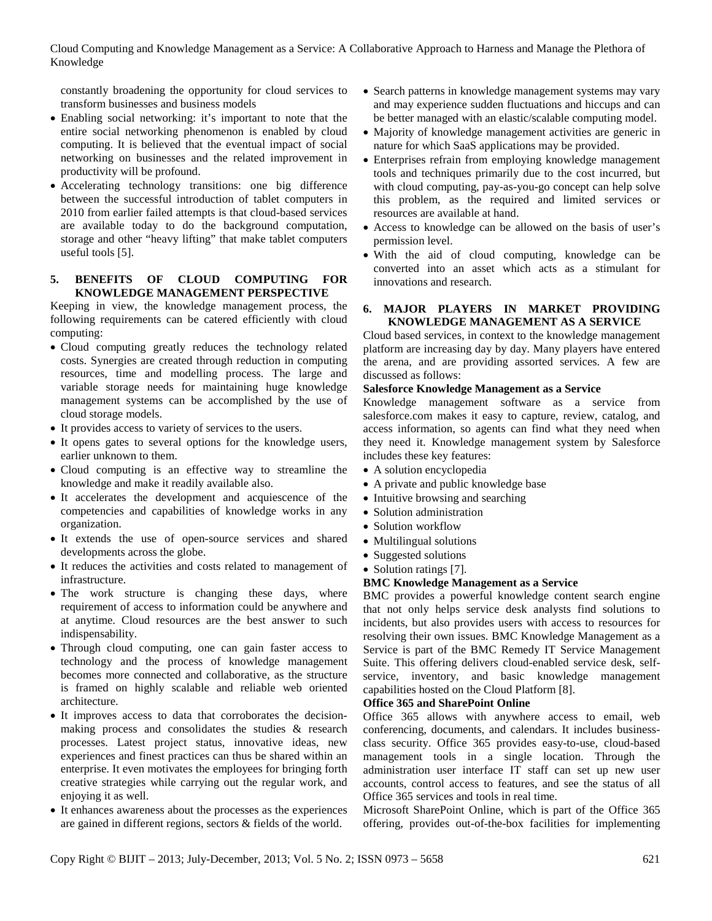constantly broadening the opportunity for cloud services to transform businesses and business models

- Enabling social networking: it's important to note that the entire social networking phenomenon is enabled by cloud computing. It is believed that the eventual impact of social networking on businesses and the related improvement in productivity will be profound.
- Accelerating technology transitions: one big difference between the successful introduction of tablet computers in 2010 from earlier failed attempts is that cloud-based services are available today to do the background computation, storage and other "heavy lifting" that make tablet computers useful tools [5].

## 5. BENEFITS OF CLOUD COMPUTING FOR KNOWLEDGE MANAGEMENT PERSPECTIVE

Keeping in view, the knowledge management process, the following requirements can be catered efficiently with cloud computing:

- Cloud computing greatly reduces the technology related costs. Synergies are created through reduction in computing resources, time and modelling process. The large and variable storage needs for maintaining huge knowledge management systems can be accomplished by the use of cloud storage models.
- It provides access to variety of services to the users.
- It opens gates to several options for the knowledge users, earlier unknown to them.
- Cloud computing is an effective way to streamline the knowledge and make it readily available also.
- It accelerates the development and acquiescence of the competencies and capabilities of knowledge works in any organization.
- It extends the use of open-source services and shared developments across the globe.
- It reduces the activities and costs related to management of infrastructure.
- The work structure is changing these days, where requirement of access to information could be anywhere and at anytime. Cloud resources are the best answer to such indispensability.
- Through cloud computing, one can gain faster access to technology and the process of knowledge management becomes more connected and collaborative, as the structure is framed on highly scalable and reliable web oriented architecture.
- It improves access to data that corroborates the decision-making process and consolidates the studies & research processes. Latest project status, innovative ideas, new experiences and finest practices can thus be shared within an enterprise. It even motivates the employees for bringing forth creative strategies while carrying out the regular work, and enjoying it as well.
- It enhances awareness about the processes as the experiences are gained in different regions, sectors & fields of the world.
- Search patterns in knowledge management systems may vary and may experience sudden fluctuations and hiccups and can be better managed with an elastic/scalable computing model.
- Majority of knowledge management activities are generic in nature for which SaaS applications may be provided.
- Enterprises refrain from employing knowledge management tools and techniques primarily due to the cost incurred, but with cloud computing, pay-as-you-go concept can help solve this problem, as the required and limited services or resources are available at hand.
- Access to knowledge can be allowed on the basis of user's permission level.
- With the aid of cloud computing, knowledge can be converted into an asset which acts as a stimulant for innovations and research.

## 6. MAJOR PLAYERS IN MARKET PROVIDING KNOWLEDGE MANAGEMENT AS A SERVICE

Cloud based services, in context to the knowledge management platform are increasing day by day. Many players have entered the arena, and are providing assorted services. A few are discussed as follows:

**Salesforce Knowledge Management as a Service**

Knowledge management software as a service from salesforce.com makes it easy to capture, review, catalog, and access information, so agents can find what they need when they need it. Knowledge management system by Salesforce includes these key features:

- A solution encyclopedia
- A private and public knowledge base
- Intuitive browsing and searching
- Solution administration
- Solution workflow
- Multilingual solutions
- Suggested solutions
- Solution ratings [7].

**BMC Knowledge Management as a Service**

BMC provides a powerful knowledge content search engine that not only helps service desk analysts find solutions to incidents, but also provides users with access to resources for resolving their own issues. BMC Knowledge Management as a Service is part of the BMC Remedy IT Service Management Suite. This offering delivers cloud-enabled service desk, self-service, inventory, and basic knowledge management capabilities hosted on the Cloud Platform [8].

**Office 365 and SharePoint Online**

Office 365 allows with anywhere access to email, web conferencing, documents, and calendars. It includes business-class security. Office 365 provides easy-to-use, cloud-based management tools in a single location. Through the administration user interface IT staff can set up new user accounts, control access to features, and see the status of all Office 365 services and tools in real time.

Microsoft SharePoint Online, which is part of the Office 365 offering, provides out-of-the-box facilities for implementing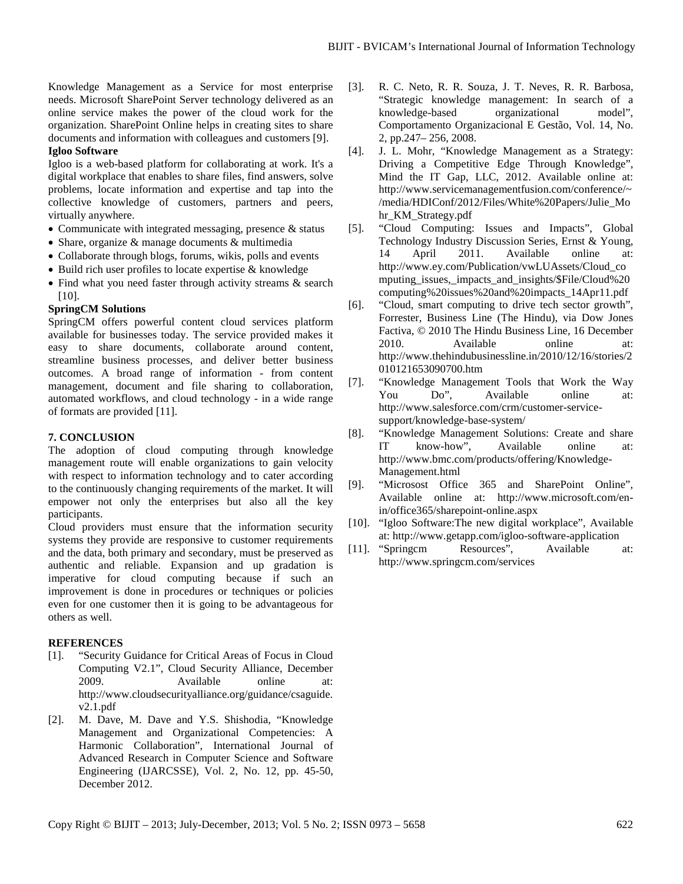Knowledge Management as a Service for most enterprise needs. Microsoft SharePoint Server technology delivered as an online service makes the power of the cloud work for the organization. SharePoint Online helps in creating sites to share documents and information with colleagues and customers [9].

**Igloo Software**

Igloo is a web-based platform for collaborating at work. It's a digital workplace that enables to share files, find answers, solve problems, locate information and expertise and tap into the collective knowledge of customers, partners and peers, virtually anywhere.

- Communicate with integrated messaging, presence & status
- Share, organize & manage documents & multimedia
- Collaborate through blogs, forums, wikis, polls and events
- Build rich user profiles to locate expertise & knowledge
- Find what you need faster through activity streams & search [10].

**SpringCM Solutions**

SpringCM offers powerful content cloud services platform available for businesses today. The service provided makes it easy to share documents, collaborate around content, streamline business processes, and deliver better business outcomes. A broad range of information - from content management, document and file sharing to collaboration, automated workflows, and cloud technology - in a wide range of formats are provided [11].

## 7. CONCLUSION

The adoption of cloud computing through knowledge management route will enable organizations to gain velocity with respect to information technology and to cater according to the continuously changing requirements of the market. It will empower not only the enterprises but also all the key participants.

Cloud providers must ensure that the information security systems they provide are responsive to customer requirements and the data, both primary and secondary, must be preserved as authentic and reliable. Expansion and up gradation is imperative for cloud computing because if such an improvement is done in procedures or techniques or policies even for one customer then it is going to be advantageous for others as well.

## REFERENCES

[1]. "Security Guidance for Critical Areas of Focus in Cloud Computing V2.1", Cloud Security Alliance, December 2009. Available online at: http://www.cloudsecurityalliance.org/guidance/csaguide.v2.1.pdf

[2]. M. Dave, M. Dave and Y.S. Shishodia, "Knowledge Management and Organizational Competencies: A Harmonic Collaboration", International Journal of Advanced Research in Computer Science and Software Engineering (IJARCSSE), Vol. 2, No. 12, pp. 45-50, December 2012.

[3]. R. C. Neto, R. R. Souza, J. T. Neves, R. R. Barbosa, "Strategic knowledge management: In search of a knowledge-based organizational model", Comportamento Organizacional E Gestão, Vol. 14, No. 2, pp.247– 256, 2008.

[4]. J. L. Mohr, "Knowledge Management as a Strategy: Driving a Competitive Edge Through Knowledge", Mind the IT Gap, LLC, 2012. Available online at: http://www.servicemanagementfusion.com/conference/~/media/HDIConf/2012/Files/White%20Papers/Julie_Mohr_KM_Strategy.pdf

[5]. "Cloud Computing: Issues and Impacts", Global Technology Industry Discussion Series, Ernst & Young, 14 April 2011. Available online at: http://www.ey.com/Publication/vwLUAssets/Cloud_computing_issues,_impacts_and_insights/$File/Cloud%20computing%20issues%20and%20impacts_14Apr11.pdf

[6]. "Cloud, smart computing to drive tech sector growth", Forrester, Business Line (The Hindu), via Dow Jones Factiva, © 2010 The Hindu Business Line, 16 December 2010. Available online at: http://www.thehindubusinessline.in/2010/12/16/stories/2010121653090700.htm

[7]. "Knowledge Management Tools that Work the Way You Do", Available online at: http://www.salesforce.com/crm/customer-service-support/knowledge-base-system/

[8]. "Knowledge Management Solutions: Create and share IT know-how", Available online at: http://www.bmc.com/products/offering/Knowledge-Management.html

[9]. "Micrsosot Office 365 and SharePoint Online", Available online at: http://www.microsoft.com/en-in/office365/sharepoint-online.aspx

[10]. "Igloo Software:The new digital workplace", Available at: http://www.getapp.com/igloo-software-application

[11]. "Springcm Resources", Available at: http://www.springcm.com/services